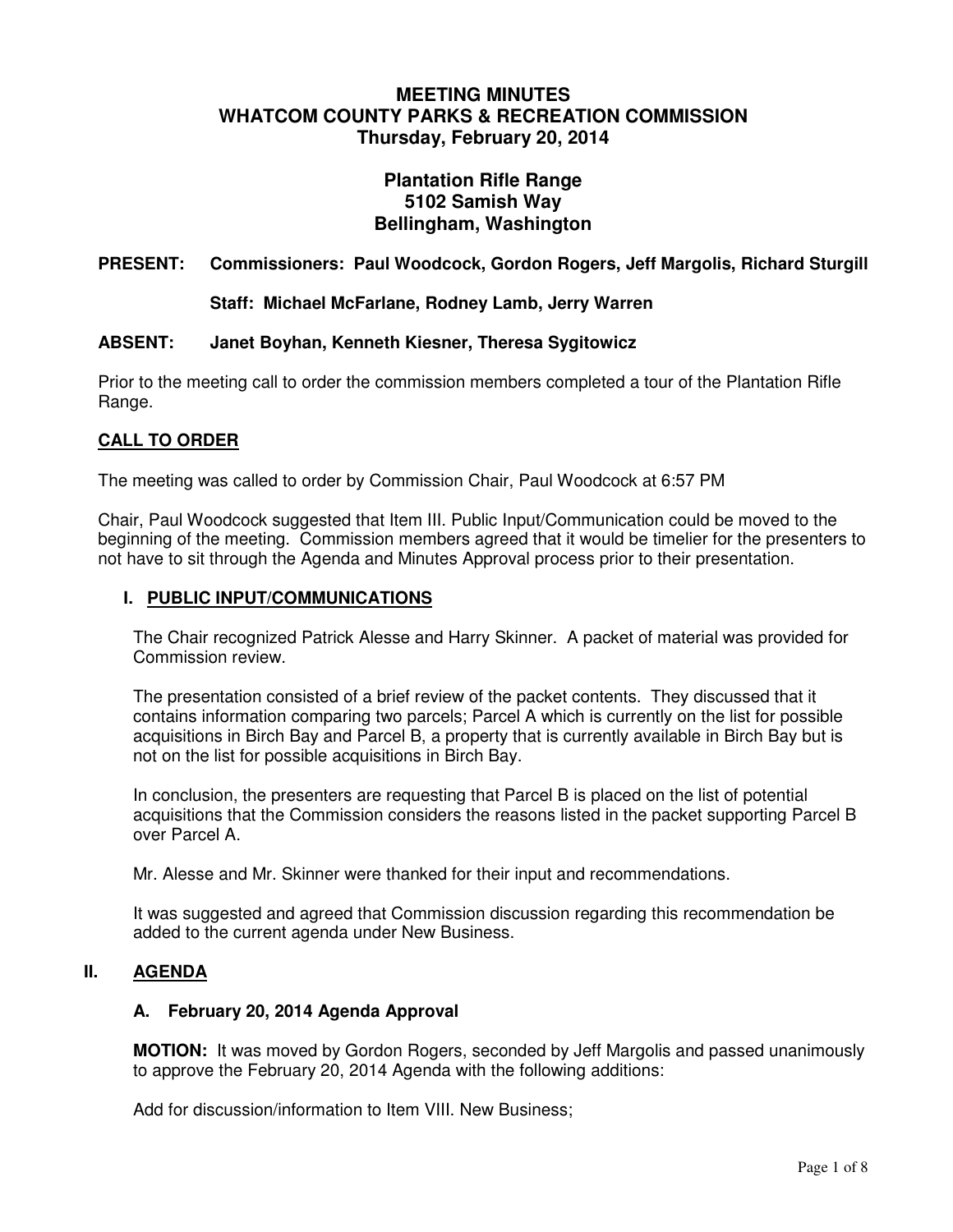# MEETING MINUTES
# WHATCOM COUNTY PARKS & RECREATION COMMISSION
# Thursday, February 20, 2014

## Plantation Rifle Range
## 5102 Samish Way
## Bellingham, Washington

**PRESENT: Commissioners: Paul Woodcock, Gordon Rogers, Jeff Margolis, Richard Sturgill**

**Staff: Michael McFarlane, Rodney Lamb, Jerry Warren**

**ABSENT: Janet Boyhan, Kenneth Kiesner, Theresa Sygitowicz**

Prior to the meeting call to order the commission members completed a tour of the Plantation Rifle Range.

## CALL TO ORDER

The meeting was called to order by Commission Chair, Paul Woodcock at 6:57 PM

Chair, Paul Woodcock suggested that Item III. Public Input/Communication could be moved to the beginning of the meeting. Commission members agreed that it would be timelier for the presenters to not have to sit through the Agenda and Minutes Approval process prior to their presentation.

### I. PUBLIC INPUT/COMMUNICATIONS

The Chair recognized Patrick Alesse and Harry Skinner. A packet of material was provided for Commission review.

The presentation consisted of a brief review of the packet contents. They discussed that it contains information comparing two parcels; Parcel A which is currently on the list for possible acquisitions in Birch Bay and Parcel B, a property that is currently available in Birch Bay but is not on the list for possible acquisitions in Birch Bay.

In conclusion, the presenters are requesting that Parcel B is placed on the list of potential acquisitions that the Commission considers the reasons listed in the packet supporting Parcel B over Parcel A.

Mr. Alesse and Mr. Skinner were thanked for their input and recommendations.

It was suggested and agreed that Commission discussion regarding this recommendation be added to the current agenda under New Business.

## II. AGENDA

### A. February 20, 2014 Agenda Approval

**MOTION:** It was moved by Gordon Rogers, seconded by Jeff Margolis and passed unanimously to approve the February 20, 2014 Agenda with the following additions:

Add for discussion/information to Item VIII. New Business;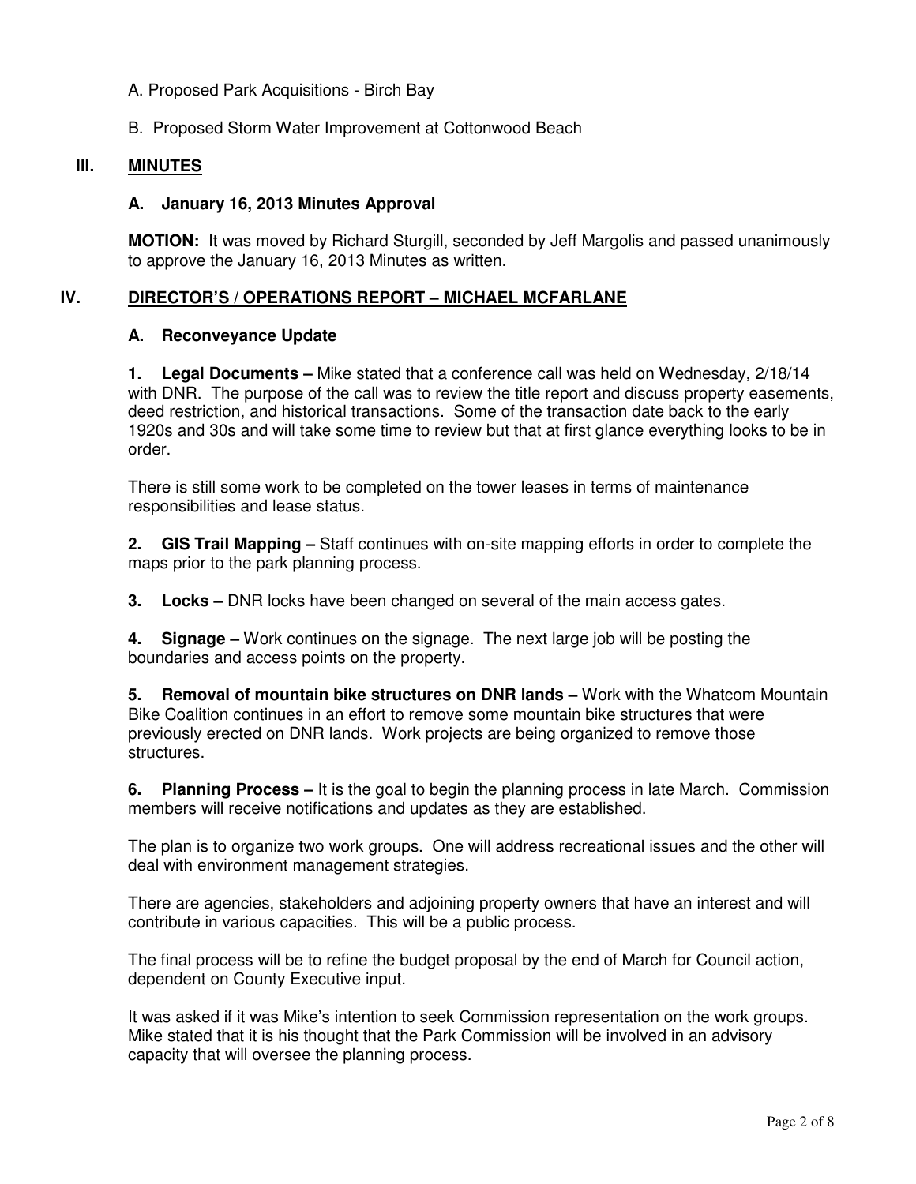A. Proposed Park Acquisitions - Birch Bay

B. Proposed Storm Water Improvement at Cottonwood Beach

## III. MINUTES

### A. January 16, 2013 Minutes Approval

**MOTION:** It was moved by Richard Sturgill, seconded by Jeff Margolis and passed unanimously to approve the January 16, 2013 Minutes as written.

## IV. DIRECTOR'S / OPERATIONS REPORT – MICHAEL MCFARLANE

### A. Reconveyance Update

**1. Legal Documents –** Mike stated that a conference call was held on Wednesday, 2/18/14 with DNR. The purpose of the call was to review the title report and discuss property easements, deed restriction, and historical transactions. Some of the transaction date back to the early 1920s and 30s and will take some time to review but that at first glance everything looks to be in order.

There is still some work to be completed on the tower leases in terms of maintenance responsibilities and lease status.

**2. GIS Trail Mapping –** Staff continues with on-site mapping efforts in order to complete the maps prior to the park planning process.

**3. Locks –** DNR locks have been changed on several of the main access gates.

**4. Signage –** Work continues on the signage. The next large job will be posting the boundaries and access points on the property.

**5. Removal of mountain bike structures on DNR lands –** Work with the Whatcom Mountain Bike Coalition continues in an effort to remove some mountain bike structures that were previously erected on DNR lands. Work projects are being organized to remove those structures.

**6. Planning Process –** It is the goal to begin the planning process in late March. Commission members will receive notifications and updates as they are established.

The plan is to organize two work groups. One will address recreational issues and the other will deal with environment management strategies.

There are agencies, stakeholders and adjoining property owners that have an interest and will contribute in various capacities. This will be a public process.

The final process will be to refine the budget proposal by the end of March for Council action, dependent on County Executive input.

It was asked if it was Mike's intention to seek Commission representation on the work groups. Mike stated that it is his thought that the Park Commission will be involved in an advisory capacity that will oversee the planning process.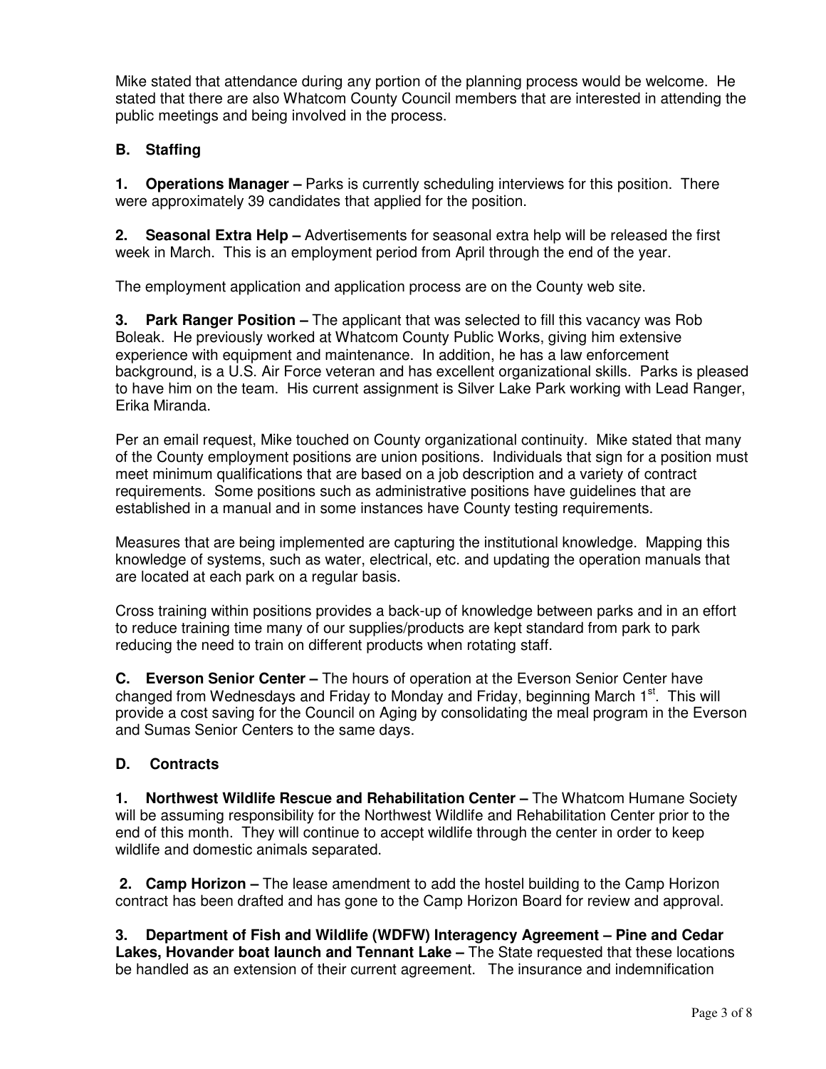Mike stated that attendance during any portion of the planning process would be welcome. He stated that there are also Whatcom County Council members that are interested in attending the public meetings and being involved in the process.

## B. Staffing

**1. Operations Manager –** Parks is currently scheduling interviews for this position. There were approximately 39 candidates that applied for the position.

**2. Seasonal Extra Help –** Advertisements for seasonal extra help will be released the first week in March. This is an employment period from April through the end of the year.

The employment application and application process are on the County web site.

**3. Park Ranger Position –** The applicant that was selected to fill this vacancy was Rob Boleak. He previously worked at Whatcom County Public Works, giving him extensive experience with equipment and maintenance. In addition, he has a law enforcement background, is a U.S. Air Force veteran and has excellent organizational skills. Parks is pleased to have him on the team. His current assignment is Silver Lake Park working with Lead Ranger, Erika Miranda.

Per an email request, Mike touched on County organizational continuity. Mike stated that many of the County employment positions are union positions. Individuals that sign for a position must meet minimum qualifications that are based on a job description and a variety of contract requirements. Some positions such as administrative positions have guidelines that are established in a manual and in some instances have County testing requirements.

Measures that are being implemented are capturing the institutional knowledge. Mapping this knowledge of systems, such as water, electrical, etc. and updating the operation manuals that are located at each park on a regular basis.

Cross training within positions provides a back-up of knowledge between parks and in an effort to reduce training time many of our supplies/products are kept standard from park to park reducing the need to train on different products when rotating staff.

**C. Everson Senior Center –** The hours of operation at the Everson Senior Center have changed from Wednesdays and Friday to Monday and Friday, beginning March 1st. This will provide a cost saving for the Council on Aging by consolidating the meal program in the Everson and Sumas Senior Centers to the same days.

## D. Contracts

**1. Northwest Wildlife Rescue and Rehabilitation Center –** The Whatcom Humane Society will be assuming responsibility for the Northwest Wildlife and Rehabilitation Center prior to the end of this month. They will continue to accept wildlife through the center in order to keep wildlife and domestic animals separated.

**2. Camp Horizon –** The lease amendment to add the hostel building to the Camp Horizon contract has been drafted and has gone to the Camp Horizon Board for review and approval.

**3. Department of Fish and Wildlife (WDFW) Interagency Agreement – Pine and Cedar Lakes, Hovander boat launch and Tennant Lake –** The State requested that these locations be handled as an extension of their current agreement. The insurance and indemnification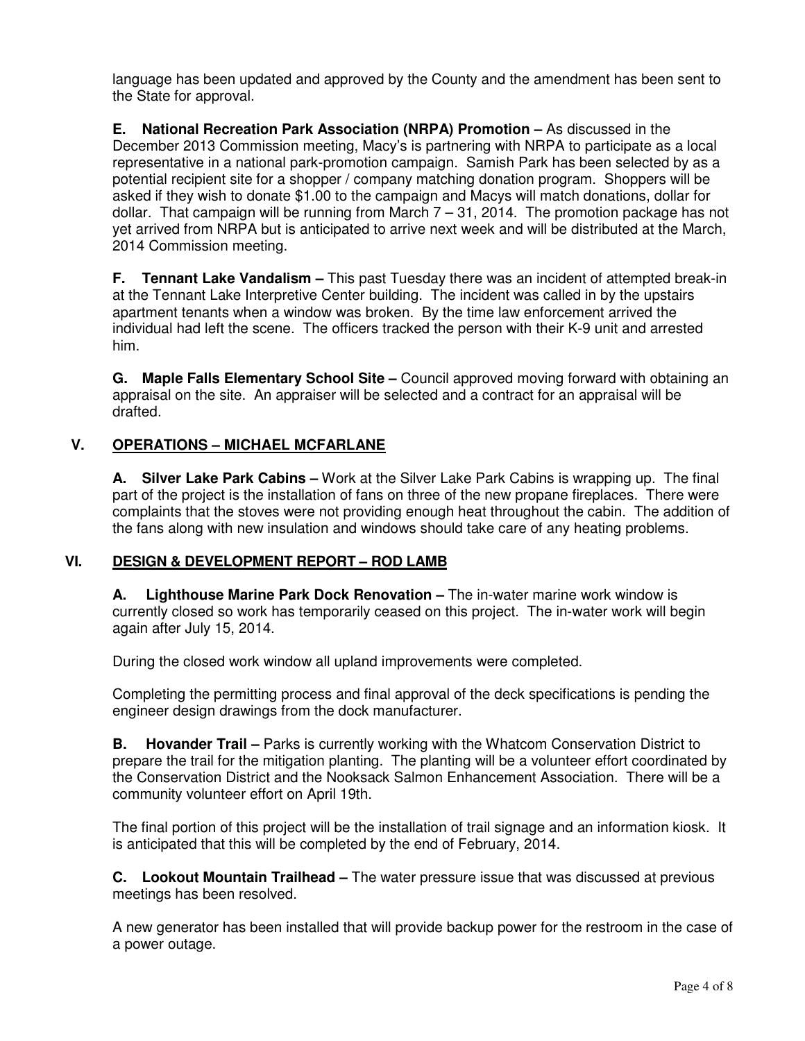language has been updated and approved by the County and the amendment has been sent to the State for approval.

**E. National Recreation Park Association (NRPA) Promotion –** As discussed in the December 2013 Commission meeting, Macy's is partnering with NRPA to participate as a local representative in a national park-promotion campaign. Samish Park has been selected by as a potential recipient site for a shopper / company matching donation program. Shoppers will be asked if they wish to donate $1.00 to the campaign and Macys will match donations, dollar for dollar. That campaign will be running from March 7 – 31, 2014. The promotion package has not yet arrived from NRPA but is anticipated to arrive next week and will be distributed at the March, 2014 Commission meeting.

**F. Tennant Lake Vandalism –** This past Tuesday there was an incident of attempted break-in at the Tennant Lake Interpretive Center building. The incident was called in by the upstairs apartment tenants when a window was broken. By the time law enforcement arrived the individual had left the scene. The officers tracked the person with their K-9 unit and arrested him.

**G. Maple Falls Elementary School Site –** Council approved moving forward with obtaining an appraisal on the site. An appraiser will be selected and a contract for an appraisal will be drafted.

## V. OPERATIONS – MICHAEL MCFARLANE

**A. Silver Lake Park Cabins –** Work at the Silver Lake Park Cabins is wrapping up. The final part of the project is the installation of fans on three of the new propane fireplaces. There were complaints that the stoves were not providing enough heat throughout the cabin. The addition of the fans along with new insulation and windows should take care of any heating problems.

## VI. DESIGN & DEVELOPMENT REPORT – ROD LAMB

**A. Lighthouse Marine Park Dock Renovation –** The in-water marine work window is currently closed so work has temporarily ceased on this project. The in-water work will begin again after July 15, 2014.

During the closed work window all upland improvements were completed.

Completing the permitting process and final approval of the deck specifications is pending the engineer design drawings from the dock manufacturer.

**B. Hovander Trail –** Parks is currently working with the Whatcom Conservation District to prepare the trail for the mitigation planting. The planting will be a volunteer effort coordinated by the Conservation District and the Nooksack Salmon Enhancement Association. There will be a community volunteer effort on April 19th.

The final portion of this project will be the installation of trail signage and an information kiosk. It is anticipated that this will be completed by the end of February, 2014.

**C. Lookout Mountain Trailhead –** The water pressure issue that was discussed at previous meetings has been resolved.

A new generator has been installed that will provide backup power for the restroom in the case of a power outage.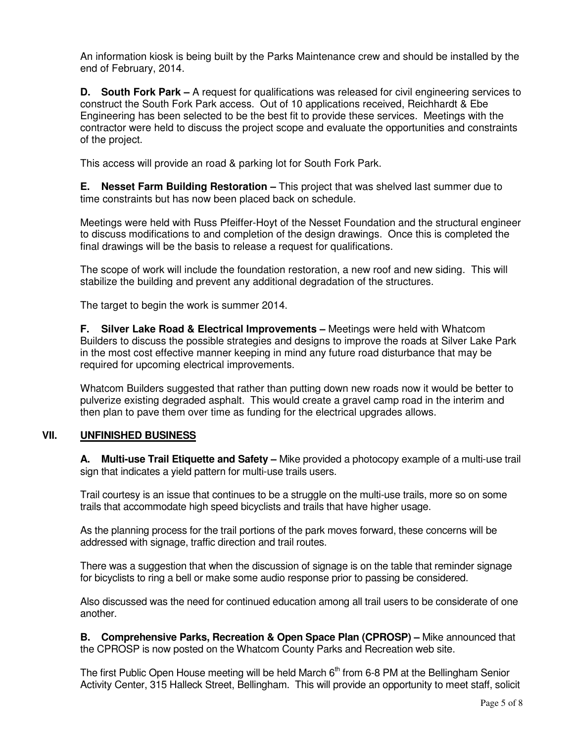An information kiosk is being built by the Parks Maintenance crew and should be installed by the end of February, 2014.

**D. South Fork Park –** A request for qualifications was released for civil engineering services to construct the South Fork Park access. Out of 10 applications received, Reichhardt & Ebe Engineering has been selected to be the best fit to provide these services. Meetings with the contractor were held to discuss the project scope and evaluate the opportunities and constraints of the project.

This access will provide an road & parking lot for South Fork Park.

**E. Nesset Farm Building Restoration –** This project that was shelved last summer due to time constraints but has now been placed back on schedule.

Meetings were held with Russ Pfeiffer-Hoyt of the Nesset Foundation and the structural engineer to discuss modifications to and completion of the design drawings. Once this is completed the final drawings will be the basis to release a request for qualifications.

The scope of work will include the foundation restoration, a new roof and new siding. This will stabilize the building and prevent any additional degradation of the structures.

The target to begin the work is summer 2014.

**F. Silver Lake Road & Electrical Improvements –** Meetings were held with Whatcom Builders to discuss the possible strategies and designs to improve the roads at Silver Lake Park in the most cost effective manner keeping in mind any future road disturbance that may be required for upcoming electrical improvements.

Whatcom Builders suggested that rather than putting down new roads now it would be better to pulverize existing degraded asphalt. This would create a gravel camp road in the interim and then plan to pave them over time as funding for the electrical upgrades allows.

## VII. UNFINISHED BUSINESS

**A. Multi-use Trail Etiquette and Safety –** Mike provided a photocopy example of a multi-use trail sign that indicates a yield pattern for multi-use trails users.

Trail courtesy is an issue that continues to be a struggle on the multi-use trails, more so on some trails that accommodate high speed bicyclists and trails that have higher usage.

As the planning process for the trail portions of the park moves forward, these concerns will be addressed with signage, traffic direction and trail routes.

There was a suggestion that when the discussion of signage is on the table that reminder signage for bicyclists to ring a bell or make some audio response prior to passing be considered.

Also discussed was the need for continued education among all trail users to be considerate of one another.

**B. Comprehensive Parks, Recreation & Open Space Plan (CPROSP) –** Mike announced that the CPROSP is now posted on the Whatcom County Parks and Recreation web site.

The first Public Open House meeting will be held March 6th from 6-8 PM at the Bellingham Senior Activity Center, 315 Halleck Street, Bellingham. This will provide an opportunity to meet staff, solicit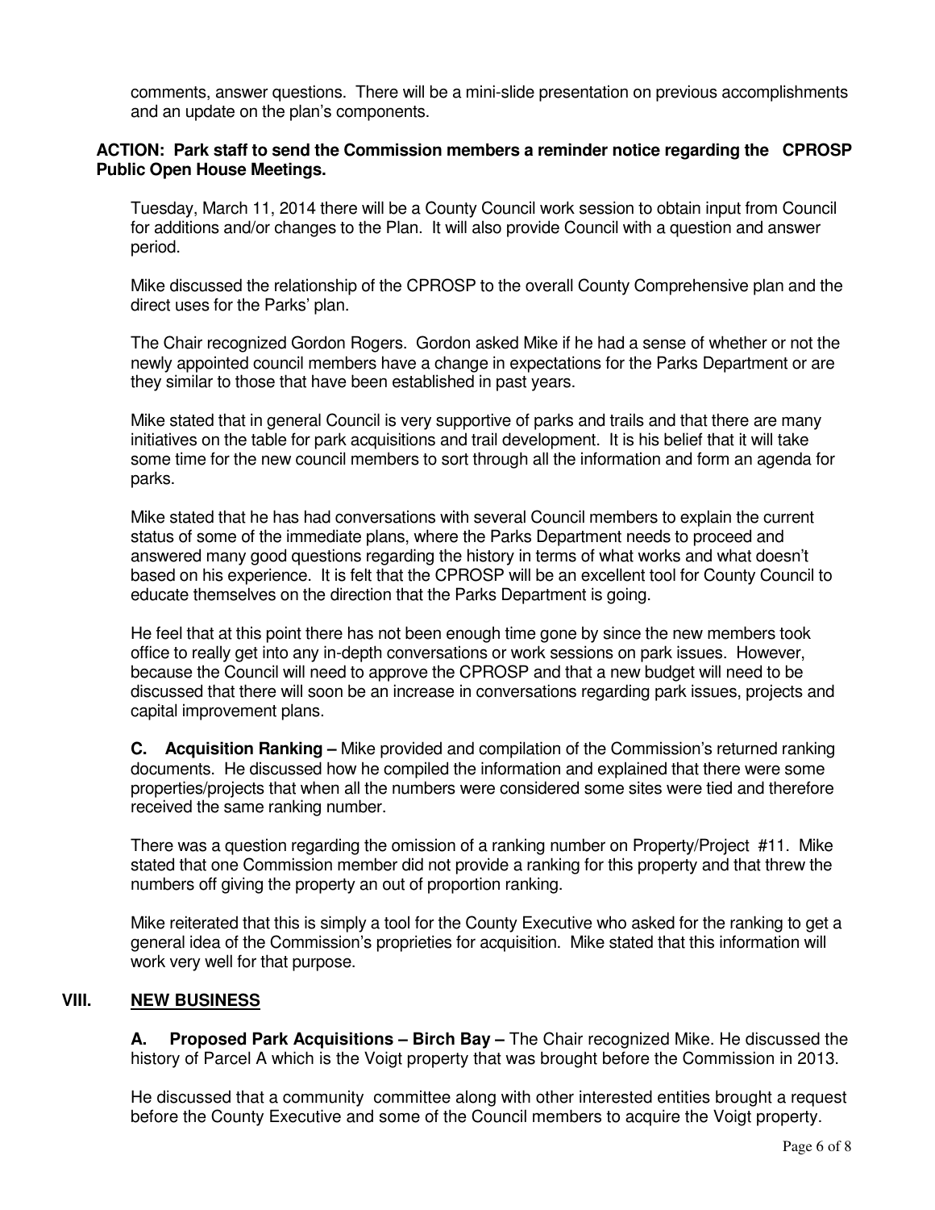comments, answer questions. There will be a mini-slide presentation on previous accomplishments and an update on the plan's components.

**ACTION: Park staff to send the Commission members a reminder notice regarding the CPROSP Public Open House Meetings.**

Tuesday, March 11, 2014 there will be a County Council work session to obtain input from Council for additions and/or changes to the Plan. It will also provide Council with a question and answer period.

Mike discussed the relationship of the CPROSP to the overall County Comprehensive plan and the direct uses for the Parks' plan.

The Chair recognized Gordon Rogers. Gordon asked Mike if he had a sense of whether or not the newly appointed council members have a change in expectations for the Parks Department or are they similar to those that have been established in past years.

Mike stated that in general Council is very supportive of parks and trails and that there are many initiatives on the table for park acquisitions and trail development. It is his belief that it will take some time for the new council members to sort through all the information and form an agenda for parks.

Mike stated that he has had conversations with several Council members to explain the current status of some of the immediate plans, where the Parks Department needs to proceed and answered many good questions regarding the history in terms of what works and what doesn't based on his experience. It is felt that the CPROSP will be an excellent tool for County Council to educate themselves on the direction that the Parks Department is going.

He feel that at this point there has not been enough time gone by since the new members took office to really get into any in-depth conversations or work sessions on park issues. However, because the Council will need to approve the CPROSP and that a new budget will need to be discussed that there will soon be an increase in conversations regarding park issues, projects and capital improvement plans.

**C. Acquisition Ranking –** Mike provided and compilation of the Commission's returned ranking documents. He discussed how he compiled the information and explained that there were some properties/projects that when all the numbers were considered some sites were tied and therefore received the same ranking number.

There was a question regarding the omission of a ranking number on Property/Project #11. Mike stated that one Commission member did not provide a ranking for this property and that threw the numbers off giving the property an out of proportion ranking.

Mike reiterated that this is simply a tool for the County Executive who asked for the ranking to get a general idea of the Commission's proprieties for acquisition. Mike stated that this information will work very well for that purpose.

## VIII. NEW BUSINESS

**A. Proposed Park Acquisitions – Birch Bay –** The Chair recognized Mike. He discussed the history of Parcel A which is the Voigt property that was brought before the Commission in 2013.

He discussed that a community committee along with other interested entities brought a request before the County Executive and some of the Council members to acquire the Voigt property.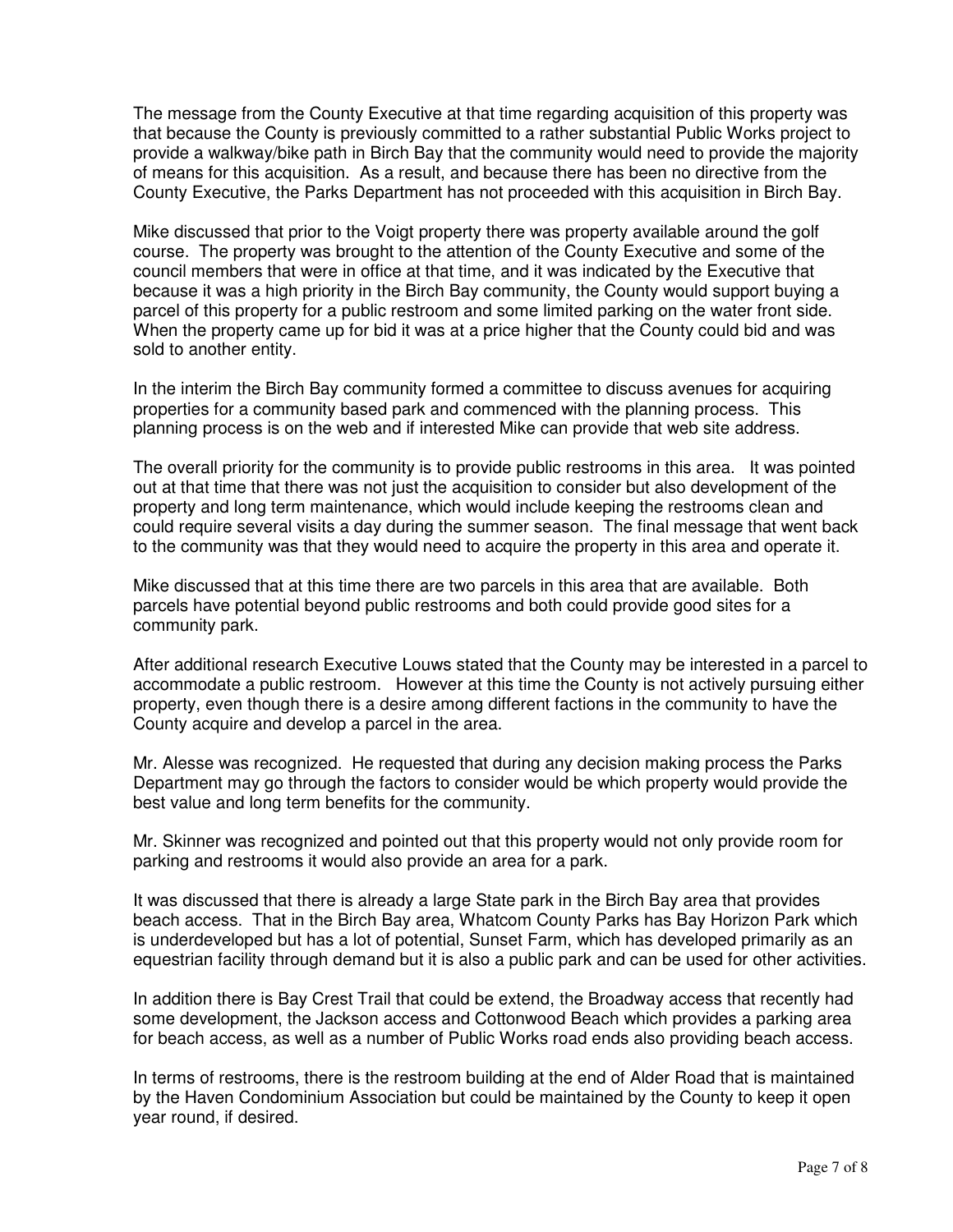The message from the County Executive at that time regarding acquisition of this property was that because the County is previously committed to a rather substantial Public Works project to provide a walkway/bike path in Birch Bay that the community would need to provide the majority of means for this acquisition. As a result, and because there has been no directive from the County Executive, the Parks Department has not proceeded with this acquisition in Birch Bay.

Mike discussed that prior to the Voigt property there was property available around the golf course. The property was brought to the attention of the County Executive and some of the council members that were in office at that time, and it was indicated by the Executive that because it was a high priority in the Birch Bay community, the County would support buying a parcel of this property for a public restroom and some limited parking on the water front side. When the property came up for bid it was at a price higher that the County could bid and was sold to another entity.

In the interim the Birch Bay community formed a committee to discuss avenues for acquiring properties for a community based park and commenced with the planning process. This planning process is on the web and if interested Mike can provide that web site address.

The overall priority for the community is to provide public restrooms in this area. It was pointed out at that time that there was not just the acquisition to consider but also development of the property and long term maintenance, which would include keeping the restrooms clean and could require several visits a day during the summer season. The final message that went back to the community was that they would need to acquire the property in this area and operate it.

Mike discussed that at this time there are two parcels in this area that are available. Both parcels have potential beyond public restrooms and both could provide good sites for a community park.

After additional research Executive Louws stated that the County may be interested in a parcel to accommodate a public restroom. However at this time the County is not actively pursuing either property, even though there is a desire among different factions in the community to have the County acquire and develop a parcel in the area.

Mr. Alesse was recognized. He requested that during any decision making process the Parks Department may go through the factors to consider would be which property would provide the best value and long term benefits for the community.

Mr. Skinner was recognized and pointed out that this property would not only provide room for parking and restrooms it would also provide an area for a park.

It was discussed that there is already a large State park in the Birch Bay area that provides beach access. That in the Birch Bay area, Whatcom County Parks has Bay Horizon Park which is underdeveloped but has a lot of potential, Sunset Farm, which has developed primarily as an equestrian facility through demand but it is also a public park and can be used for other activities.

In addition there is Bay Crest Trail that could be extend, the Broadway access that recently had some development, the Jackson access and Cottonwood Beach which provides a parking area for beach access, as well as a number of Public Works road ends also providing beach access.

In terms of restrooms, there is the restroom building at the end of Alder Road that is maintained by the Haven Condominium Association but could be maintained by the County to keep it open year round, if desired.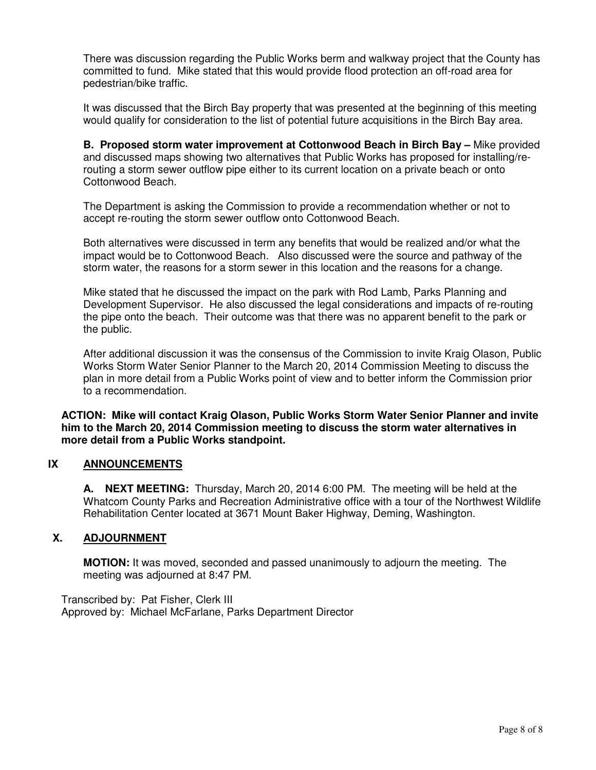There was discussion regarding the Public Works berm and walkway project that the County has committed to fund. Mike stated that this would provide flood protection an off-road area for pedestrian/bike traffic.

It was discussed that the Birch Bay property that was presented at the beginning of this meeting would qualify for consideration to the list of potential future acquisitions in the Birch Bay area.

**B. Proposed storm water improvement at Cottonwood Beach in Birch Bay –** Mike provided and discussed maps showing two alternatives that Public Works has proposed for installing/re-routing a storm sewer outflow pipe either to its current location on a private beach or onto Cottonwood Beach.

The Department is asking the Commission to provide a recommendation whether or not to accept re-routing the storm sewer outflow onto Cottonwood Beach.

Both alternatives were discussed in term any benefits that would be realized and/or what the impact would be to Cottonwood Beach. Also discussed were the source and pathway of the storm water, the reasons for a storm sewer in this location and the reasons for a change.

Mike stated that he discussed the impact on the park with Rod Lamb, Parks Planning and Development Supervisor. He also discussed the legal considerations and impacts of re-routing the pipe onto the beach. Their outcome was that there was no apparent benefit to the park or the public.

After additional discussion it was the consensus of the Commission to invite Kraig Olason, Public Works Storm Water Senior Planner to the March 20, 2014 Commission Meeting to discuss the plan in more detail from a Public Works point of view and to better inform the Commission prior to a recommendation.

**ACTION: Mike will contact Kraig Olason, Public Works Storm Water Senior Planner and invite him to the March 20, 2014 Commission meeting to discuss the storm water alternatives in more detail from a Public Works standpoint.**

## IX ANNOUNCEMENTS

**A. NEXT MEETING:** Thursday, March 20, 2014 6:00 PM. The meeting will be held at the Whatcom County Parks and Recreation Administrative office with a tour of the Northwest Wildlife Rehabilitation Center located at 3671 Mount Baker Highway, Deming, Washington.

## X. ADJOURNMENT

**MOTION:** It was moved, seconded and passed unanimously to adjourn the meeting. The meeting was adjourned at 8:47 PM.

Transcribed by: Pat Fisher, Clerk III
Approved by: Michael McFarlane, Parks Department Director